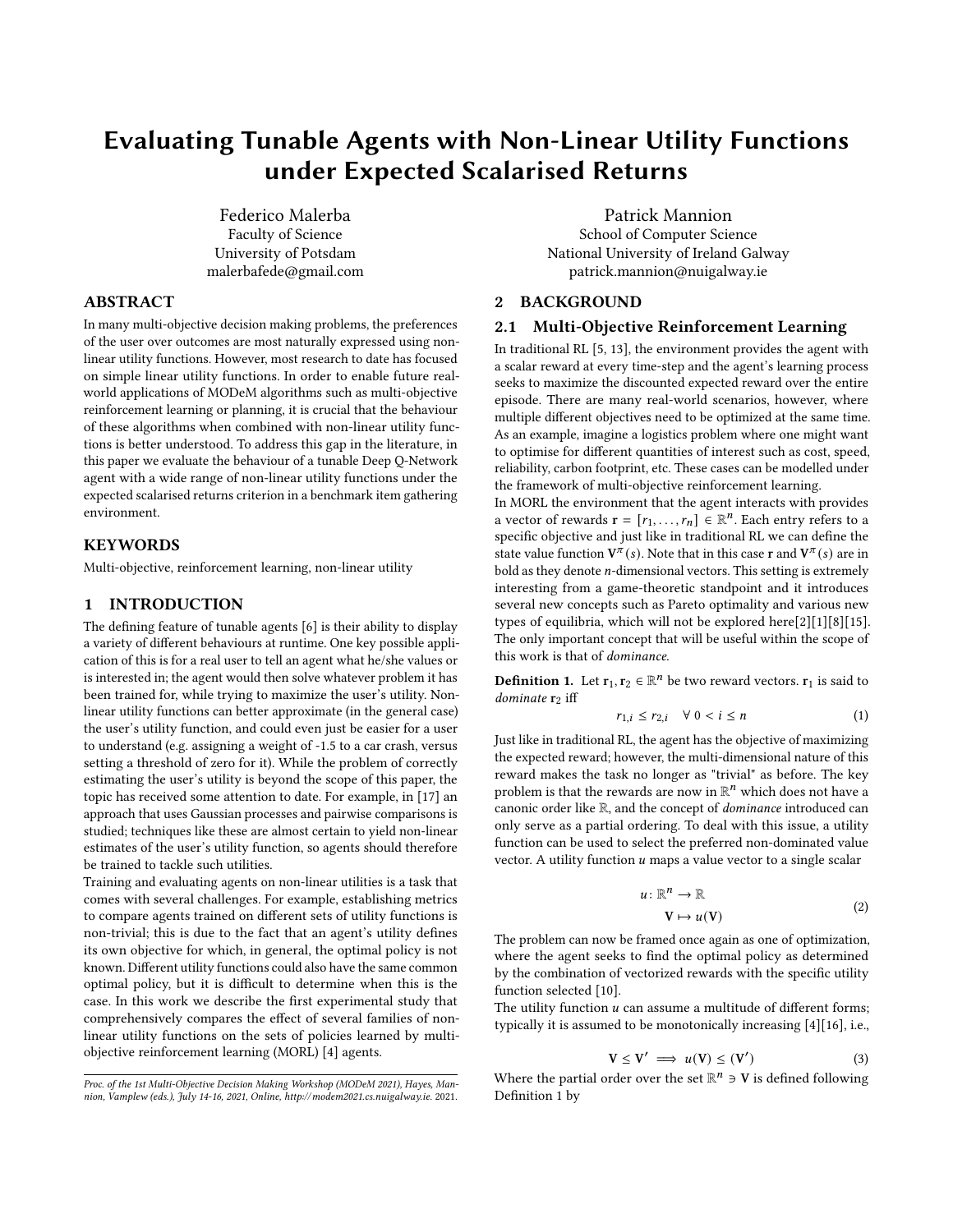# Evaluating Tunable Agents with Non-Linear Utility Functions under Expected Scalarised Returns

Federico Malerba
Faculty of Science
University of Potsdam
malerbafede@gmail.com

Patrick Mannion
School of Computer Science
National University of Ireland Galway
patrick.mannion@nuigalway.ie

## ABSTRACT

In many multi-objective decision making problems, the preferences of the user over outcomes are most naturally expressed using non-linear utility functions. However, most research to date has focused on simple linear utility functions. In order to enable future real-world applications of MODeM algorithms such as multi-objective reinforcement learning or planning, it is crucial that the behaviour of these algorithms when combined with non-linear utility functions is better understood. To address this gap in the literature, in this paper we evaluate the behaviour of a tunable Deep Q-Network agent with a wide range of non-linear utility functions under the expected scalarised returns criterion in a benchmark item gathering environment.

## KEYWORDS

Multi-objective, reinforcement learning, non-linear utility

## 1 INTRODUCTION

The defining feature of tunable agents [6] is their ability to display a variety of different behaviours at runtime. One key possible application of this is for a real user to tell an agent what he/she values or is interested in; the agent would then solve whatever problem it has been trained for, while trying to maximize the user's utility. Non-linear utility functions can better approximate (in the general case) the user's utility function, and could even just be easier for a user to understand (e.g. assigning a weight of -1.5 to a car crash, versus setting a threshold of zero for it). While the problem of correctly estimating the user's utility is beyond the scope of this paper, the topic has received some attention to date. For example, in [17] an approach that uses Gaussian processes and pairwise comparisons is studied; techniques like these are almost certain to yield non-linear estimates of the user's utility function, so agents should therefore be trained to tackle such utilities.

Training and evaluating agents on non-linear utilities is a task that comes with several challenges. For example, establishing metrics to compare agents trained on different sets of utility functions is non-trivial; this is due to the fact that an agent's utility defines its own objective for which, in general, the optimal policy is not known. Different utility functions could also have the same common optimal policy, but it is difficult to determine when this is the case. In this work we describe the first experimental study that comprehensively compares the effect of several families of non-linear utility functions on the sets of policies learned by multi-objective reinforcement learning (MORL) [4] agents.

*Proc. of the 1st Multi-Objective Decision Making Workshop (MODeM 2021), Hayes, Mannion, Vamplew (eds.), July 14-16, 2021, Online, http://modem2021.cs.nuigalway.ie.* 2021.

## 2 BACKGROUND

### 2.1 Multi-Objective Reinforcement Learning

In traditional RL [5, 13], the environment provides the agent with a scalar reward at every time-step and the agent's learning process seeks to maximize the discounted expected reward over the entire episode. There are many real-world scenarios, however, where multiple different objectives need to be optimized at the same time. As an example, imagine a logistics problem where one might want to optimise for different quantities of interest such as cost, speed, reliability, carbon footprint, etc. These cases can be modelled under the framework of multi-objective reinforcement learning.

In MORL the environment that the agent interacts with provides a vector of rewards $\mathbf{r} = [r_1, \dots, r_n] \in \mathbb{R}^n$. Each entry refers to a specific objective and just like in traditional RL we can define the state value function $\mathbf{V}^\pi(s)$. Note that in this case $\mathbf{r}$ and $\mathbf{V}^\pi(s)$ are in bold as they denote $n$-dimensional vectors. This setting is extremely interesting from a game-theoretic standpoint and it introduces several new concepts such as Pareto optimality and various new types of equilibria, which will not be explored here[2][1][8][15]. The only important concept that will be useful within the scope of this work is that of *dominance*.

**Definition 1.** Let $\mathbf{r}_1, \mathbf{r}_2 \in \mathbb{R}^n$ be two reward vectors. $\mathbf{r}_1$ is said to *dominate* $\mathbf{r}_2$ iff

$$r_{1,i} \leq r_{2,i} \quad \forall\ 0 < i \leq n \tag{1}$$

Just like in traditional RL, the agent has the objective of maximizing the expected reward; however, the multi-dimensional nature of this reward makes the task no longer as "trivial" as before. The key problem is that the rewards are now in $\mathbb{R}^n$ which does not have a canonic order like $\mathbb{R}$, and the concept of *dominance* introduced can only serve as a partial ordering. To deal with this issue, a utility function can be used to select the preferred non-dominated value vector. A utility function $u$ maps a value vector to a single scalar

$$\begin{aligned} u\colon \mathbb{R}^n &\to \mathbb{R} \\ \mathbf{V} &\mapsto u(\mathbf{V}) \end{aligned} \tag{2}$$

The problem can now be framed once again as one of optimization, where the agent seeks to find the optimal policy as determined by the combination of vectorized rewards with the specific utility function selected [10].

The utility function $u$ can assume a multitude of different forms; typically it is assumed to be monotonically increasing [4][16], i.e.,

$$\mathbf{V} \leq \mathbf{V}' \implies u(\mathbf{V}) \leq (\mathbf{V}') \tag{3}$$

Where the partial order over the set $\mathbb{R}^n \ni \mathbf{V}$ is defined following Definition 1 by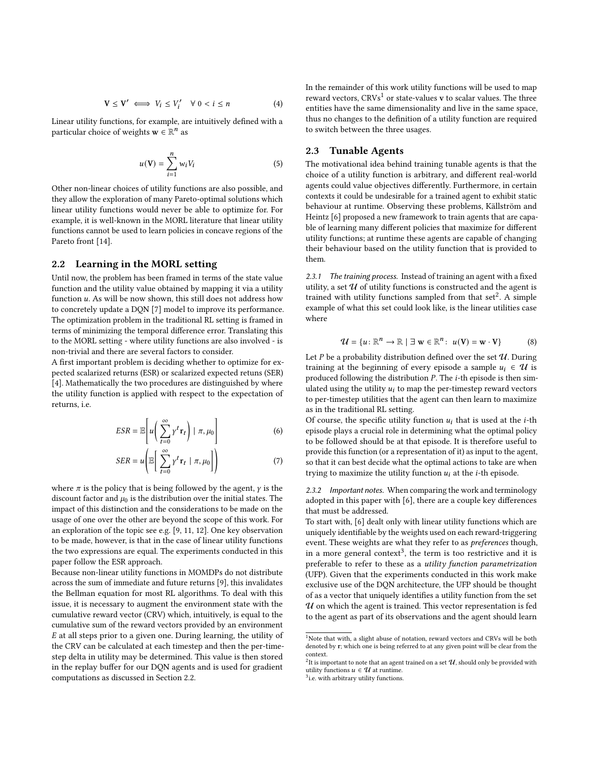$$\mathbf{V} \leq \mathbf{V}' \iff V_i \leq V_i' \quad \forall\ 0 < i \leq n \tag{4}$$

Linear utility functions, for example, are intuitively defined with a particular choice of weights $\mathbf{w} \in \mathbb{R}^n$ as

$$u(\mathbf{V}) = \sum_{i=1}^{n} w_i V_i \tag{5}$$

Other non-linear choices of utility functions are also possible, and they allow the exploration of many Pareto-optimal solutions which linear utility functions would never be able to optimize for. For example, it is well-known in the MORL literature that linear utility functions cannot be used to learn policies in concave regions of the Pareto front [14].

## 2.2 Learning in the MORL setting

Until now, the problem has been framed in terms of the state value function and the utility value obtained by mapping it via a utility function $u$. As will be now shown, this still does not address how to concretely update a DQN [7] model to improve its performance. The optimization problem in the traditional RL setting is framed in terms of minimizing the temporal difference error. Translating this to the MORL setting - where utility functions are also involved - is non-trivial and there are several factors to consider.

A first important problem is deciding whether to optimize for expected scalarized returns (ESR) or scalarized expected retuns (SER) [4]. Mathematically the two procedures are distinguished by where the utility function is applied with respect to the expectation of returns, i.e.

$$ESR = \mathbb{E}\left[ u\left( \sum_{t=0}^{\infty} \gamma^t \mathbf{r}_t \right) \mid \pi, \mu_0 \right] \tag{6}$$

$$SER = u\left( \mathbb{E}\left[ \sum_{t=0}^{\infty} \gamma^t \mathbf{r}_t \mid \pi, \mu_0 \right] \right) \tag{7}$$

where $\pi$ is the policy that is being followed by the agent, $\gamma$ is the discount factor and $\mu_0$ is the distribution over the initial states. The impact of this distinction and the considerations to be made on the usage of one over the other are beyond the scope of this work. For an exploration of the topic see e.g. [9, 11, 12]. One key observation to be made, however, is that in the case of linear utility functions the two expressions are equal. The experiments conducted in this paper follow the ESR approach.

Because non-linear utility functions in MOMDPs do not distribute across the sum of immediate and future returns [9], this invalidates the Bellman equation for most RL algorithms. To deal with this issue, it is necessary to augment the environment state with the cumulative reward vector (CRV) which, intuitively, is equal to the cumulative sum of the reward vectors provided by an environment $E$ at all steps prior to a given one. During learning, the utility of the CRV can be calculated at each timestep and then the per-time-step delta in utility may be determined. This value is then stored in the replay buffer for our DQN agents and is used for gradient computations as discussed in Section 2.2.

In the remainder of this work utility functions will be used to map reward vectors, CRVs[1] or state-values $\mathbf{v}$ to scalar values. The three entities have the same dimensionality and live in the same space, thus no changes to the definition of a utility function are required to switch between the three usages.

## 2.3 Tunable Agents

The motivational idea behind training tunable agents is that the choice of a utility function is arbitrary, and different real-world agents could value objectives differently. Furthermore, in certain contexts it could be undesirable for a trained agent to exhibit static behaviour at runtime. Observing these problems, Källström and Heintz [6] proposed a new framework to train agents that are capable of learning many different policies that maximize for different utility functions; at runtime these agents are capable of changing their behaviour based on the utility function that is provided to them.

*2.3.1 The training process.* Instead of training an agent with a fixed utility, a set $\mathcal{U}$ of utility functions is constructed and the agent is trained with utility functions sampled from that set[2]. A simple example of what this set could look like, is the linear utilities case where

$$\mathcal{U} = \{u \colon \mathbb{R}^n \to \mathbb{R} \mid \exists\ \mathbf{w} \in \mathbb{R}^n \colon\ u(\mathbf{V}) = \mathbf{w} \cdot \mathbf{V}\} \tag{8}$$

Let $P$ be a probability distribution defined over the set $\mathcal{U}$. During training at the beginning of every episode a sample $u_i \in \mathcal{U}$ is produced following the distribution $P$. The $i$-th episode is then simulated using the utility $u_i$ to map the per-timestep reward vectors to per-timestep utilities that the agent can then learn to maximize as in the traditional RL setting.

Of course, the specific utility function $u_i$ that is used at the $i$-th episode plays a crucial role in determining what the optimal policy to be followed should be at that episode. It is therefore useful to provide this function (or a representation of it) as input to the agent, so that it can best decide what the optimal actions to take are when trying to maximize the utility function $u_i$ at the $i$-th episode.

*2.3.2 Important notes.* When comparing the work and terminology adopted in this paper with [6], there are a couple key differences that must be addressed.

To start with, [6] dealt only with linear utility functions which are uniquely identifiable by the weights used on each reward-triggering event. These weights are what they refer to as *preferences* though, in a more general context[3], the term is too restrictive and it is preferable to refer to these as a *utility function parametrization* (UFP). Given that the experiments conducted in this work make exclusive use of the DQN architecture, the UFP should be thought of as a vector that uniquely identifies a utility function from the set $\mathcal{U}$ on which the agent is trained. This vector representation is fed to the agent as part of its observations and the agent should learn

---

[1] Note that with, a slight abuse of notation, reward vectors and CRVs will be both denoted by $\mathbf{r}$; which one is being referred to at any given point will be clear from the context.

[2] It is important to note that an agent trained on a set $\mathcal{U}$, should only be provided with utility functions $u \in \mathcal{U}$ at runtime.

[3] i.e. with arbitrary utility functions.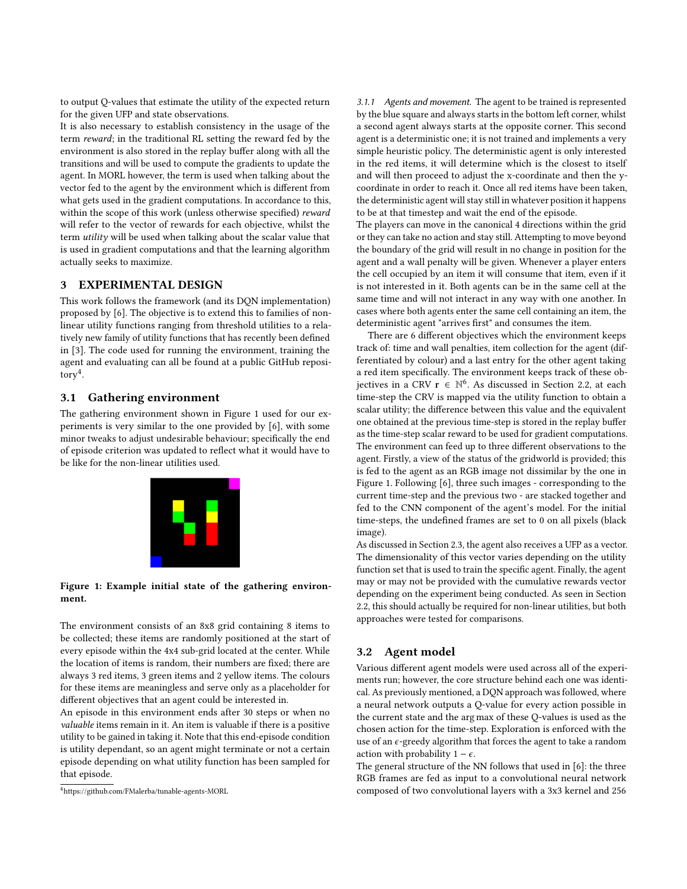to output Q-values that estimate the utility of the expected return for the given UFP and state observations.

It is also necessary to establish consistency in the usage of the term *reward*; in the traditional RL setting the reward fed by the environment is also stored in the replay buffer along with all the transitions and will be used to compute the gradients to update the agent. In MORL however, the term is used when talking about the vector fed to the agent by the environment which is different from what gets used in the gradient computations. In accordance to this, within the scope of this work (unless otherwise specified) *reward* will refer to the vector of rewards for each objective, whilst the term *utility* will be used when talking about the scalar value that is used in gradient computations and that the learning algorithm actually seeks to maximize.

## 3 EXPERIMENTAL DESIGN

This work follows the framework (and its DQN implementation) proposed by [6]. The objective is to extend this to families of non-linear utility functions ranging from threshold utilities to a relatively new family of utility functions that has recently been defined in [3]. The code used for running the environment, training the agent and evaluating can all be found at a public GitHub repository[4].

### 3.1 Gathering environment

The gathering environment shown in Figure 1 used for our experiments is very similar to the one provided by [6], with some minor tweaks to adjust undesirable behaviour; specifically the end of episode criterion was updated to reflect what it would have to be like for the non-linear utilities used.

**Figure 1: Example initial state of the gathering environment.**

The environment consists of an 8x8 grid containing 8 items to be collected; these items are randomly positioned at the start of every episode within the 4x4 sub-grid located at the center. While the location of items is random, their numbers are fixed; there are always 3 red items, 3 green items and 2 yellow items. The colours for these items are meaningless and serve only as a placeholder for different objectives that an agent could be interested in.

An episode in this environment ends after 30 steps or when no *valuable* items remain in it. An item is valuable if there is a positive utility to be gained in taking it. Note that this end-episode condition is utility dependant, so an agent might terminate or not a certain episode depending on what utility function has been sampled for that episode.

[4] https://github.com/FMalerba/tunable-agents-MORL

#### 3.1.1 Agents and movement.

The agent to be trained is represented by the blue square and always starts in the bottom left corner, whilst a second agent always starts at the opposite corner. This second agent is a deterministic one; it is not trained and implements a very simple heuristic policy. The deterministic agent is only interested in the red items, it will determine which is the closest to itself and will then proceed to adjust the x-coordinate and then the y-coordinate in order to reach it. Once all red items have been taken, the deterministic agent will stay still in whatever position it happens to be at that timestep and wait the end of the episode.

The players can move in the canonical 4 directions within the grid or they can take no action and stay still. Attempting to move beyond the boundary of the grid will result in no change in position for the agent and a wall penalty will be given. Whenever a player enters the cell occupied by an item it will consume that item, even if it is not interested in it. Both agents can be in the same cell at the same time and will not interact in any way with one another. In cases where both agents enter the same cell containing an item, the deterministic agent "arrives first" and consumes the item.

There are 6 different objectives which the environment keeps track of: time and wall penalties, item collection for the agent (differentiated by colour) and a last entry for the other agent taking a red item specifically. The environment keeps track of these objectives in a CRV $\mathbf{r} \in \mathbb{N}^6$. As discussed in Section 2.2, at each time-step the CRV is mapped via the utility function to obtain a scalar utility; the difference between this value and the equivalent one obtained at the previous time-step is stored in the replay buffer as the time-step scalar reward to be used for gradient computations.

The environment can feed up to three different observations to the agent. Firstly, a view of the status of the gridworld is provided; this is fed to the agent as an RGB image not dissimilar by the one in Figure 1. Following [6], three such images - corresponding to the current time-step and the previous two - are stacked together and fed to the CNN component of the agent's model. For the initial time-steps, the undefined frames are set to 0 on all pixels (black image).

As discussed in Section 2.3, the agent also receives a UFP as a vector. The dimensionality of this vector varies depending on the utility function set that is used to train the specific agent. Finally, the agent may or may not be provided with the cumulative rewards vector depending on the experiment being conducted. As seen in Section 2.2, this should actually be required for non-linear utilities, but both approaches were tested for comparisons.

### 3.2 Agent model

Various different agent models were used across all of the experiments run; however, the core structure behind each one was identical. As previously mentioned, a DQN approach was followed, where a neural network outputs a Q-value for every action possible in the current state and the arg max of these Q-values is used as the chosen action for the time-step. Exploration is enforced with the use of an $\epsilon$-greedy algorithm that forces the agent to take a random action with probability $1 - \epsilon$.

The general structure of the NN follows that used in [6]: the three RGB frames are fed as input to a convolutional neural network composed of two convolutional layers with a 3x3 kernel and 256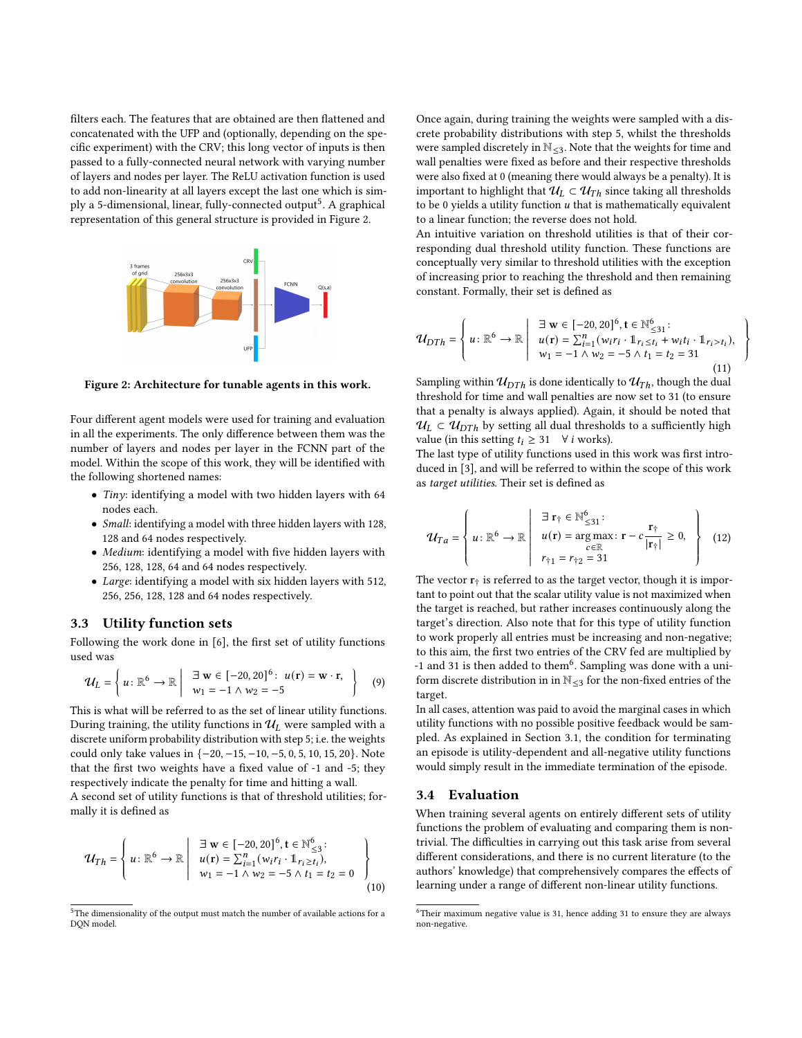filters each. The features that are obtained are then flattened and concatenated with the UFP and (optionally, depending on the specific experiment) with the CRV; this long vector of inputs is then passed to a fully-connected neural network with varying number of layers and nodes per layer. The ReLU activation function is used to add non-linearity at all layers except the last one which is simply a 5-dimensional, linear, fully-connected output[5]. A graphical representation of this general structure is provided in Figure 2.

**Figure 2: Architecture for tunable agents in this work.**

Four different agent models were used for training and evaluation in all the experiments. The only difference between them was the number of layers and nodes per layer in the FCNN part of the model. Within the scope of this work, they will be identified with the following shortened names:

- *Tiny*: identifying a model with two hidden layers with 64 nodes each.
- *Small*: identifying a model with three hidden layers with 128, 128 and 64 nodes respectively.
- *Medium*: identifying a model with five hidden layers with 256, 128, 128, 64 and 64 nodes respectively.
- *Large*: identifying a model with six hidden layers with 512, 256, 256, 128, 128 and 64 nodes respectively.

## 3.3 Utility function sets

Following the work done in [6], the first set of utility functions used was

$$\mathcal{U}_L = \left\{ u\colon \mathbb{R}^6 \to \mathbb{R} \;\middle|\; \begin{array}{l} \exists\, \mathbf{w} \in [-20, 20]^6 \colon\; u(\mathbf{r}) = \mathbf{w} \cdot \mathbf{r}, \\ w_1 = -1 \wedge w_2 = -5 \end{array} \right\} \tag{9}$$

This is what will be referred to as the set of linear utility functions. During training, the utility functions in $\mathcal{U}_L$ were sampled with a discrete uniform probability distribution with step 5; i.e. the weights could only take values in $\{-20, -15, -10, -5, 0, 5, 10, 15, 20\}$. Note that the first two weights have a fixed value of -1 and -5; they respectively indicate the penalty for time and hitting a wall.

A second set of utility functions is that of threshold utilities; formally it is defined as

$$\mathcal{U}_{Th} = \left\{ u\colon \mathbb{R}^6 \to \mathbb{R} \;\middle|\; \begin{array}{l} \exists\, \mathbf{w} \in [-20, 20]^6, \mathbf{t} \in \mathbb{N}^6_{\leq 3} \colon \\ u(\mathbf{r}) = \sum_{i=1}^{n} (w_i r_i \cdot \mathbb{1}_{r_i \geq t_i}), \\ w_1 = -1 \wedge w_2 = -5 \wedge t_1 = t_2 = 0 \end{array} \right\} \tag{10}$$

Once again, during training the weights were sampled with a discrete probability distributions with step 5, whilst the thresholds were sampled discretely in $\mathbb{N}_{\leq 3}$. Note that the weights for time and wall penalties were fixed as before and their respective thresholds were also fixed at 0 (meaning there would always be a penalty). It is important to highlight that $\mathcal{U}_L \subset \mathcal{U}_{Th}$ since taking all thresholds to be 0 yields a utility function $u$ that is mathematically equivalent to a linear function; the reverse does not hold.

An intuitive variation on threshold utilities is that of their corresponding dual threshold utility function. These functions are conceptually very similar to threshold utilities with the exception of increasing prior to reaching the threshold and then remaining constant. Formally, their set is defined as

$$\mathcal{U}_{DTh} = \left\{ u\colon \mathbb{R}^6 \to \mathbb{R} \;\middle|\; \begin{array}{l} \exists\, \mathbf{w} \in [-20, 20]^6, \mathbf{t} \in \mathbb{N}^6_{\leq 31} \colon \\ u(\mathbf{r}) = \sum_{i=1}^{n} (w_i r_i \cdot \mathbb{1}_{r_i \leq t_i} + w_i t_i \cdot \mathbb{1}_{r_i > t_i}), \\ w_1 = -1 \wedge w_2 = -5 \wedge t_1 = t_2 = 31 \end{array} \right\} \tag{11}$$

Sampling within $\mathcal{U}_{DTh}$ is done identically to $\mathcal{U}_{Th}$, though the dual threshold for time and wall penalties are now set to 31 (to ensure that a penalty is always applied). Again, it should be noted that $\mathcal{U}_L \subset \mathcal{U}_{DTh}$ by setting all dual thresholds to a sufficiently high value (in this setting $t_i \geq 31 \quad \forall\, i$ works).

The last type of utility functions used in this work was first introduced in [3], and will be referred to within the scope of this work as *target utilities*. Their set is defined as

$$\mathcal{U}_{Ta} = \left\{ u\colon \mathbb{R}^6 \to \mathbb{R} \;\middle|\; \begin{array}{l} \exists\, \mathbf{r}_\dagger \in \mathbb{N}^6_{\leq 31} \colon \\ u(\mathbf{r}) = \underset{c \in \mathbb{R}}{\arg\max} \colon \mathbf{r} - c\dfrac{\mathbf{r}_\dagger}{|\mathbf{r}_\dagger|} \geq 0, \\ r_{\dagger 1} = r_{\dagger 2} = 31 \end{array} \right\} \tag{12}$$

The vector $\mathbf{r}_\dagger$ is referred to as the target vector, though it is important to point out that the scalar utility value is not maximized when the target is reached, but rather increases continuously along the target's direction. Also note that for this type of utility function to work properly all entries must be increasing and non-negative; to this aim, the first two entries of the CRV fed are multiplied by -1 and 31 is then added to them[6]. Sampling was done with a uniform discrete distribution in in $\mathbb{N}_{\leq 3}$ for the non-fixed entries of the target.

In all cases, attention was paid to avoid the marginal cases in which utility functions with no possible positive feedback would be sampled. As explained in Section 3.1, the condition for terminating an episode is utility-dependent and all-negative utility functions would simply result in the immediate termination of the episode.

## 3.4 Evaluation

When training several agents on entirely different sets of utility functions the problem of evaluating and comparing them is non-trivial. The difficulties in carrying out this task arise from several different considerations, and there is no current literature (to the authors' knowledge) that comprehensively compares the effects of learning under a range of different non-linear utility functions.

---

[5] The dimensionality of the output must match the number of available actions for a DQN model.

[6] Their maximum negative value is 31, hence adding 31 to ensure they are always non-negative.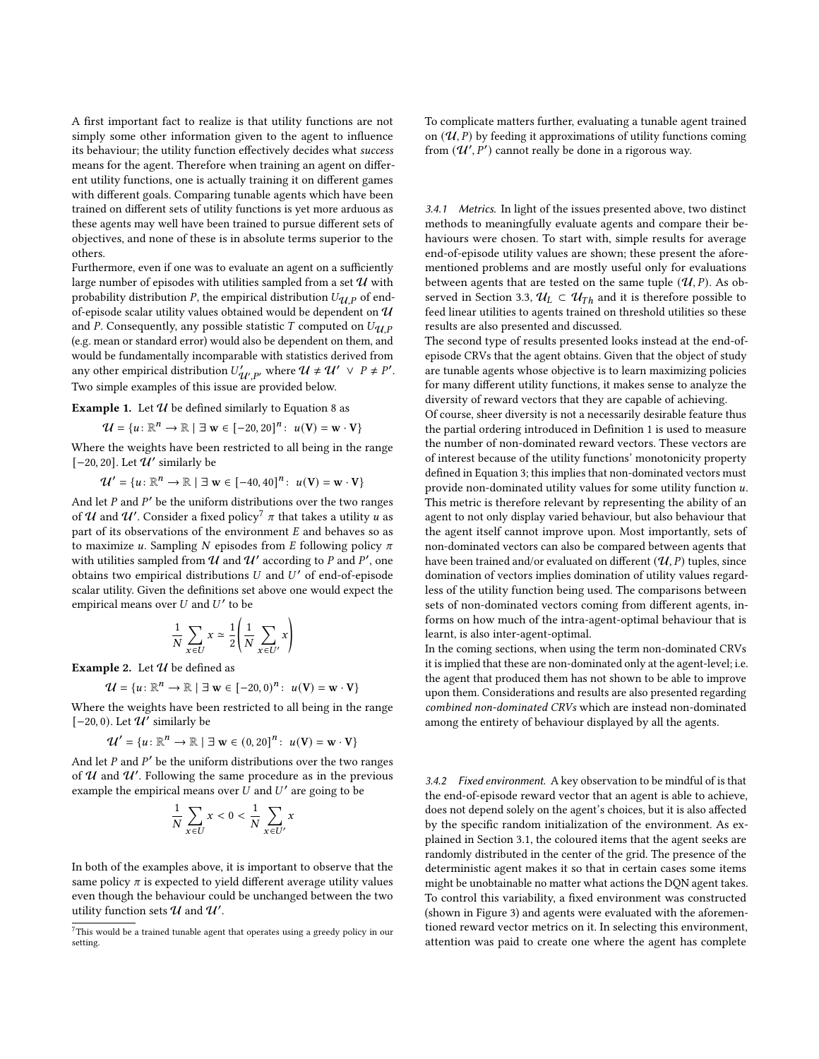A first important fact to realize is that utility functions are not simply some other information given to the agent to influence its behaviour; the utility function effectively decides what *success* means for the agent. Therefore when training an agent on different utility functions, one is actually training it on different games with different goals. Comparing tunable agents which have been trained on different sets of utility functions is yet more arduous as these agents may well have been trained to pursue different sets of objectives, and none of these is in absolute terms superior to the others.

Furthermore, even if one was to evaluate an agent on a sufficiently large number of episodes with utilities sampled from a set $\mathcal{U}$ with probability distribution $P$, the empirical distribution $U_{\mathcal{U},P}$ of end-of-episode scalar utility values obtained would be dependent on $\mathcal{U}$ and $P$. Consequently, any possible statistic $T$ computed on $U_{\mathcal{U},P}$ (e.g. mean or standard error) would also be dependent on them, and would be fundamentally incomparable with statistics derived from any other empirical distribution $U'_{\mathcal{U}',P'}$ where $\mathcal{U} \neq \mathcal{U}' \ \vee \ P \neq P'$. Two simple examples of this issue are provided below.

**Example 1.** Let $\mathcal{U}$ be defined similarly to Equation 8 as

$$\mathcal{U} = \{u \colon \mathbb{R}^n \to \mathbb{R} \mid \exists \ \mathbf{w} \in [-20, 20]^n \colon \ u(\mathbf{V}) = \mathbf{w} \cdot \mathbf{V}\}$$

Where the weights have been restricted to all being in the range $[-20, 20]$. Let $\mathcal{U}'$ similarly be

$$\mathcal{U}' = \{u \colon \mathbb{R}^n \to \mathbb{R} \mid \exists \ \mathbf{w} \in [-40, 40]^n \colon \ u(\mathbf{V}) = \mathbf{w} \cdot \mathbf{V}\}$$

And let $P$ and $P'$ be the uniform distributions over the two ranges of $\mathcal{U}$ and $\mathcal{U}'$. Consider a fixed policy[7] $\pi$ that takes a utility $u$ as part of its observations of the environment $E$ and behaves so as to maximize $u$. Sampling $N$ episodes from $E$ following policy $\pi$ with utilities sampled from $\mathcal{U}$ and $\mathcal{U}'$ according to $P$ and $P'$, one obtains two empirical distributions $U$ and $U'$ of end-of-episode scalar utility. Given the definitions set above one would expect the empirical means over $U$ and $U'$ to be

$$\frac{1}{N} \sum_{x \in U} x \simeq \frac{1}{2} \left( \frac{1}{N} \sum_{x \in U'} x \right)$$

**Example 2.** Let $\mathcal{U}$ be defined as

$$\mathcal{U} = \{u \colon \mathbb{R}^n \to \mathbb{R} \mid \exists \ \mathbf{w} \in [-20, 0)^n \colon \ u(\mathbf{V}) = \mathbf{w} \cdot \mathbf{V}\}$$

Where the weights have been restricted to all being in the range $[-20, 0)$. Let $\mathcal{U}'$ similarly be

$$\mathcal{U}' = \{u \colon \mathbb{R}^n \to \mathbb{R} \mid \exists \ \mathbf{w} \in (0, 20]^n \colon \ u(\mathbf{V}) = \mathbf{w} \cdot \mathbf{V}\}$$

And let $P$ and $P'$ be the uniform distributions over the two ranges of $\mathcal{U}$ and $\mathcal{U}'$. Following the same procedure as in the previous example the empirical means over $U$ and $U'$ are going to be

$$\frac{1}{N} \sum_{x \in U} x < 0 < \frac{1}{N} \sum_{x \in U'} x$$

In both of the examples above, it is important to observe that the same policy $\pi$ is expected to yield different average utility values even though the behaviour could be unchanged between the two utility function sets $\mathcal{U}$ and $\mathcal{U}'$.

To complicate matters further, evaluating a tunable agent trained on $(\mathcal{U}, P)$ by feeding it approximations of utility functions coming from $(\mathcal{U}', P')$ cannot really be done in a rigorous way.

*3.4.1 Metrics.* In light of the issues presented above, two distinct methods to meaningfully evaluate agents and compare their behaviours were chosen. To start with, simple results for average end-of-episode utility values are shown; these present the aforementioned problems and are mostly useful only for evaluations between agents that are tested on the same tuple $(\mathcal{U}, P)$. As observed in Section 3.3, $\mathcal{U}_L \subset \mathcal{U}_{Th}$ and it is therefore possible to feed linear utilities to agents trained on threshold utilities so these results are also presented and discussed.

The second type of results presented looks instead at the end-of-episode CRVs that the agent obtains. Given that the object of study are tunable agents whose objective is to learn maximizing policies for many different utility functions, it makes sense to analyze the diversity of reward vectors that they are capable of achieving.

Of course, sheer diversity is not a necessarily desirable feature thus the partial ordering introduced in Definition 1 is used to measure the number of non-dominated reward vectors. These vectors are of interest because of the utility functions' monotonicity property defined in Equation 3; this implies that non-dominated vectors must provide non-dominated utility values for some utility function $u$. This metric is therefore relevant by representing the ability of an agent to not only display varied behaviour, but also behaviour that the agent itself cannot improve upon. Most importantly, sets of non-dominated vectors can also be compared between agents that have been trained and/or evaluated on different $(\mathcal{U}, P)$ tuples, since domination of vectors implies domination of utility values regardless of the utility function being used. The comparisons between sets of non-dominated vectors coming from different agents, informs on how much of the intra-agent-optimal behaviour that is learnt, is also inter-agent-optimal.

In the coming sections, when using the term non-dominated CRVs it is implied that these are non-dominated only at the agent-level; i.e. the agent that produced them has not shown to be able to improve upon them. Considerations and results are also presented regarding *combined non-dominated CRVs* which are instead non-dominated among the entirety of behaviour displayed by all the agents.

*3.4.2 Fixed environment.* A key observation to be mindful of is that the end-of-episode reward vector that an agent is able to achieve, does not depend solely on the agent's choices, but it is also affected by the specific random initialization of the environment. As explained in Section 3.1, the coloured items that the agent seeks are randomly distributed in the center of the grid. The presence of the deterministic agent makes it so that in certain cases some items might be unobtainable no matter what actions the DQN agent takes. To control this variability, a fixed environment was constructed (shown in Figure 3) and agents were evaluated with the aforementioned reward vector metrics on it. In selecting this environment, attention was paid to create one where the agent has complete

[7] This would be a trained tunable agent that operates using a greedy policy in our setting.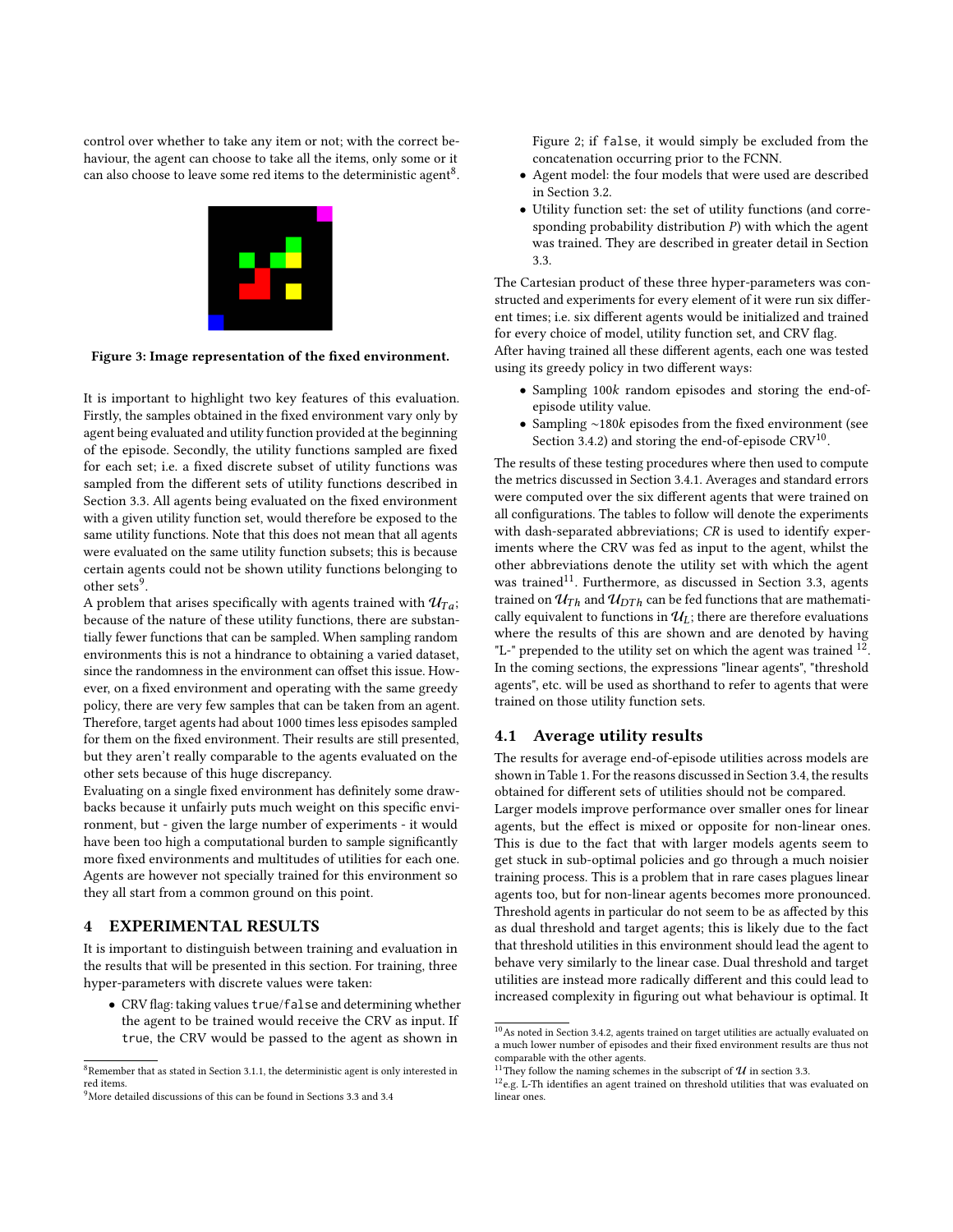control over whether to take any item or not; with the correct behaviour, the agent can choose to take all the items, only some or it can also choose to leave some red items to the deterministic agent[8].

Figure 3: Image representation of the fixed environment.

It is important to highlight two key features of this evaluation. Firstly, the samples obtained in the fixed environment vary only by agent being evaluated and utility function provided at the beginning of the episode. Secondly, the utility functions sampled are fixed for each set; i.e. a fixed discrete subset of utility functions was sampled from the different sets of utility functions described in Section 3.3. All agents being evaluated on the fixed environment with a given utility function set, would therefore be exposed to the same utility functions. Note that this does not mean that all agents were evaluated on the same utility function subsets; this is because certain agents could not be shown utility functions belonging to other sets[9].

A problem that arises specifically with agents trained with $\mathcal{U}_{Ta}$; because of the nature of these utility functions, there are substantially fewer functions that can be sampled. When sampling random environments this is not a hindrance to obtaining a varied dataset, since the randomness in the environment can offset this issue. However, on a fixed environment and operating with the same greedy policy, there are very few samples that can be taken from an agent. Therefore, target agents had about 1000 times less episodes sampled for them on the fixed environment. Their results are still presented, but they aren't really comparable to the agents evaluated on the other sets because of this huge discrepancy.

Evaluating on a single fixed environment has definitely some drawbacks because it unfairly puts much weight on this specific environment, but - given the large number of experiments - it would have been too high a computational burden to sample significantly more fixed environments and multitudes of utilities for each one. Agents are however not specially trained for this environment so they all start from a common ground on this point.

## 4 EXPERIMENTAL RESULTS

It is important to distinguish between training and evaluation in the results that will be presented in this section. For training, three hyper-parameters with discrete values were taken:

- CRV flag: taking values `true`/`false` and determining whether the agent to be trained would receive the CRV as input. If `true`, the CRV would be passed to the agent as shown in Figure 2; if `false`, it would simply be excluded from the concatenation occurring prior to the FCNN.
- Agent model: the four models that were used are described in Section 3.2.
- Utility function set: the set of utility functions (and corresponding probability distribution $P$) with which the agent was trained. They are described in greater detail in Section 3.3.

The Cartesian product of these three hyper-parameters was constructed and experiments for every element of it were run six different times; i.e. six different agents would be initialized and trained for every choice of model, utility function set, and CRV flag.

After having trained all these different agents, each one was tested using its greedy policy in two different ways:

- Sampling $100k$ random episodes and storing the end-of-episode utility value.
- Sampling ~$180k$ episodes from the fixed environment (see Section 3.4.2) and storing the end-of-episode CRV[10].

The results of these testing procedures where then used to compute the metrics discussed in Section 3.4.1. Averages and standard errors were computed over the six different agents that were trained on all configurations. The tables to follow will denote the experiments with dash-separated abbreviations; *CR* is used to identify experiments where the CRV was fed as input to the agent, whilst the other abbreviations denote the utility set with which the agent was trained[11]. Furthermore, as discussed in Section 3.3, agents trained on $\mathcal{U}_{Th}$ and $\mathcal{U}_{DTh}$ can be fed functions that are mathematically equivalent to functions in $\mathcal{U}_{L}$; there are therefore evaluations where the results of this are shown and are denoted by having "L-" prepended to the utility set on which the agent was trained [12].

In the coming sections, the expressions "linear agents", "threshold agents", etc. will be used as shorthand to refer to agents that were trained on those utility function sets.

### 4.1 Average utility results

The results for average end-of-episode utilities across models are shown in Table 1. For the reasons discussed in Section 3.4, the results obtained for different sets of utilities should not be compared.

Larger models improve performance over smaller ones for linear agents, but the effect is mixed or opposite for non-linear ones. This is due to the fact that with larger models agents seem to get stuck in sub-optimal policies and go through a much noisier training process. This is a problem that in rare cases plagues linear agents too, but for non-linear agents becomes more pronounced. Threshold agents in particular do not seem to be as affected by this as dual threshold and target agents; this is likely due to the fact that threshold utilities in this environment should lead the agent to behave very similarly to the linear case. Dual threshold and target utilities are instead more radically different and this could lead to increased complexity in figuring out what behaviour is optimal. It

[8] Remember that as stated in Section 3.1.1, the deterministic agent is only interested in red items.

[9] More detailed discussions of this can be found in Sections 3.3 and 3.4

[10] As noted in Section 3.4.2, agents trained on target utilities are actually evaluated on a much lower number of episodes and their fixed environment results are thus not comparable with the other agents.

[11] They follow the naming schemes in the subscript of $\mathcal{U}$ in section 3.3.

[12] e.g. L-Th identifies an agent trained on threshold utilities that was evaluated on linear ones.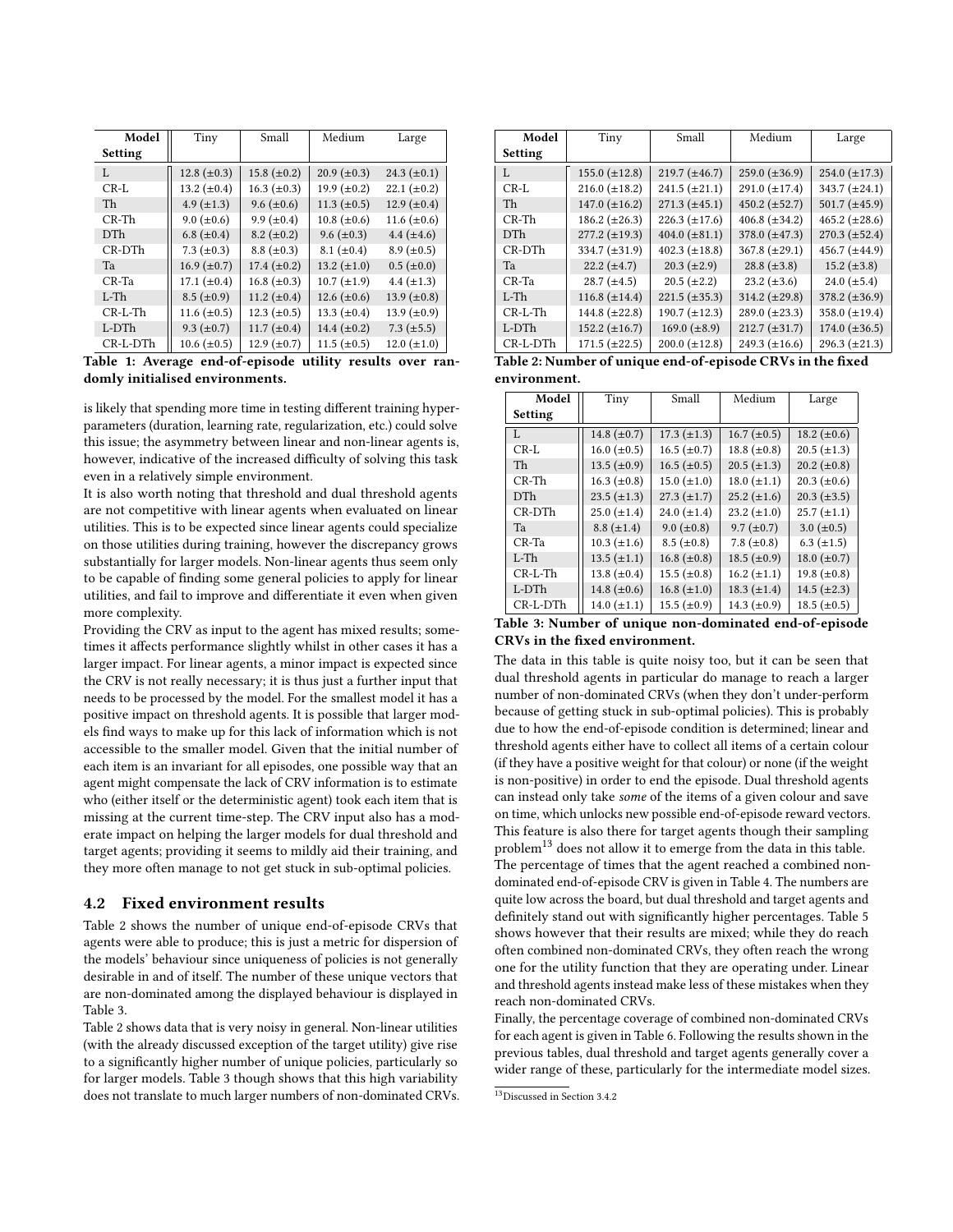| Model Setting | Tiny | Small | Medium | Large |
|---|---|---|---|---|
| L | 12.8 (±0.3) | 15.8 (±0.2) | 20.9 (±0.3) | 24.3 (±0.1) |
| CR-L | 13.2 (±0.4) | 16.3 (±0.3) | 19.9 (±0.2) | 22.1 (±0.2) |
| Th | 4.9 (±1.3) | 9.6 (±0.6) | 11.3 (±0.5) | 12.9 (±0.4) |
| CR-Th | 9.0 (±0.6) | 9.9 (±0.4) | 10.8 (±0.6) | 11.6 (±0.6) |
| DTh | 6.8 (±0.4) | 8.2 (±0.2) | 9.6 (±0.3) | 4.4 (±4.6) |
| CR-DTh | 7.3 (±0.3) | 8.8 (±0.3) | 8.1 (±0.4) | 8.9 (±0.5) |
| Ta | 16.9 (±0.7) | 17.4 (±0.2) | 13.2 (±1.0) | 0.5 (±0.0) |
| CR-Ta | 17.1 (±0.4) | 16.8 (±0.3) | 10.7 (±1.9) | 4.4 (±1.3) |
| L-Th | 8.5 (±0.9) | 11.2 (±0.4) | 12.6 (±0.6) | 13.9 (±0.8) |
| CR-L-Th | 11.6 (±0.5) | 12.3 (±0.5) | 13.3 (±0.4) | 13.9 (±0.9) |
| L-DTh | 9.3 (±0.7) | 11.7 (±0.4) | 14.4 (±0.2) | 7.3 (±5.5) |
| CR-L-DTh | 10.6 (±0.5) | 12.9 (±0.7) | 11.5 (±0.5) | 12.0 (±1.0) |

**Table 1: Average end-of-episode utility results over randomly initialised environments.**

is likely that spending more time in testing different training hyperparameters (duration, learning rate, regularization, etc.) could solve this issue; the asymmetry between linear and non-linear agents is, however, indicative of the increased difficulty of solving this task even in a relatively simple environment.

It is also worth noting that threshold and dual threshold agents are not competitive with linear agents when evaluated on linear utilities. This is to be expected since linear agents could specialize on those utilities during training, however the discrepancy grows substantially for larger models. Non-linear agents thus seem only to be capable of finding some general policies to apply for linear utilities, and fail to improve and differentiate it even when given more complexity.

Providing the CRV as input to the agent has mixed results; sometimes it affects performance slightly whilst in other cases it has a larger impact. For linear agents, a minor impact is expected since the CRV is not really necessary; it is thus just a further input that needs to be processed by the model. For the smallest model it has a positive impact on threshold agents. It is possible that larger models find ways to make up for this lack of information which is not accessible to the smaller model. Given that the initial number of each item is an invariant for all episodes, one possible way that an agent might compensate the lack of CRV information is to estimate who (either itself or the deterministic agent) took each item that is missing at the current time-step. The CRV input also has a moderate impact on helping the larger models for dual threshold and target agents; providing it seems to mildly aid their training, and they more often manage to not get stuck in sub-optimal policies.

## 4.2 Fixed environment results

Table 2 shows the number of unique end-of-episode CRVs that agents were able to produce; this is just a metric for dispersion of the models' behaviour since uniqueness of policies is not generally desirable in and of itself. The number of these unique vectors that are non-dominated among the displayed behaviour is displayed in Table 3.

Table 2 shows data that is very noisy in general. Non-linear utilities (with the already discussed exception of the target utility) give rise to a significantly higher number of unique policies, particularly so for larger models. Table 3 though shows that this high variability does not translate to much larger numbers of non-dominated CRVs.

| Model Setting | Tiny | Small | Medium | Large |
|---|---|---|---|---|
| L | 155.0 (±12.8) | 219.7 (±46.7) | 259.0 (±36.9) | 254.0 (±17.3) |
| CR-L | 216.0 (±18.2) | 241.5 (±21.1) | 291.0 (±17.4) | 343.7 (±24.1) |
| Th | 147.0 (±16.2) | 271.3 (±45.1) | 450.2 (±52.7) | 501.7 (±45.9) |
| CR-Th | 186.2 (±26.3) | 226.3 (±17.6) | 406.8 (±34.2) | 465.2 (±28.6) |
| DTh | 277.2 (±19.3) | 404.0 (±81.1) | 378.0 (±47.3) | 270.3 (±52.4) |
| CR-DTh | 334.7 (±31.9) | 402.3 (±18.8) | 367.8 (±29.1) | 456.7 (±44.9) |
| Ta | 22.2 (±4.7) | 20.3 (±2.9) | 28.8 (±3.8) | 15.2 (±3.8) |
| CR-Ta | 28.7 (±4.5) | 20.5 (±2.2) | 23.2 (±3.6) | 24.0 (±5.4) |
| L-Th | 116.8 (±14.4) | 221.5 (±35.3) | 314.2 (±29.8) | 378.2 (±36.9) |
| CR-L-Th | 144.8 (±22.8) | 190.7 (±12.3) | 289.0 (±23.3) | 358.0 (±19.4) |
| L-DTh | 152.2 (±16.7) | 169.0 (±8.9) | 212.7 (±31.7) | 174.0 (±36.5) |
| CR-L-DTh | 171.5 (±22.5) | 200.0 (±12.8) | 249.3 (±16.6) | 296.3 (±21.3) |

**Table 2: Number of unique end-of-episode CRVs in the fixed environment.**

| Model Setting | Tiny | Small | Medium | Large |
|---|---|---|---|---|
| L | 14.8 (±0.7) | 17.3 (±1.3) | 16.7 (±0.5) | 18.2 (±0.6) |
| CR-L | 16.0 (±0.5) | 16.5 (±0.7) | 18.8 (±0.8) | 20.5 (±1.3) |
| Th | 13.5 (±0.9) | 16.5 (±0.5) | 20.5 (±1.3) | 20.2 (±0.8) |
| CR-Th | 16.3 (±0.8) | 15.0 (±1.0) | 18.0 (±1.1) | 20.3 (±0.6) |
| DTh | 23.5 (±1.3) | 27.3 (±1.7) | 25.2 (±1.6) | 20.3 (±3.5) |
| CR-DTh | 25.0 (±1.4) | 24.0 (±1.4) | 23.2 (±1.0) | 25.7 (±1.1) |
| Ta | 8.8 (±1.4) | 9.0 (±0.8) | 9.7 (±0.7) | 3.0 (±0.5) |
| CR-Ta | 10.3 (±1.6) | 8.5 (±0.8) | 7.8 (±0.8) | 6.3 (±1.5) |
| L-Th | 13.5 (±1.1) | 16.8 (±0.8) | 18.5 (±0.9) | 18.0 (±0.7) |
| CR-L-Th | 13.8 (±0.4) | 15.5 (±0.8) | 16.2 (±1.1) | 19.8 (±0.8) |
| L-DTh | 14.8 (±0.6) | 16.8 (±1.0) | 18.3 (±1.4) | 14.5 (±2.3) |
| CR-L-DTh | 14.0 (±1.1) | 15.5 (±0.9) | 14.3 (±0.9) | 18.5 (±0.5) |

**Table 3: Number of unique non-dominated end-of-episode CRVs in the fixed environment.**

The data in this table is quite noisy too, but it can be seen that dual threshold agents in particular do manage to reach a larger number of non-dominated CRVs (when they don't under-perform because of getting stuck in sub-optimal policies). This is probably due to how the end-of-episode condition is determined; linear and threshold agents either have to collect all items of a certain colour (if they have a positive weight for that colour) or none (if the weight is non-positive) in order to end the episode. Dual threshold agents can instead only take *some* of the items of a given colour and save on time, which unlocks new possible end-of-episode reward vectors. This feature is also there for target agents though their sampling problem[13] does not allow it to emerge from the data in this table.

The percentage of times that the agent reached a combined non-dominated end-of-episode CRV is given in Table 4. The numbers are quite low across the board, but dual threshold and target agents and definitely stand out with significantly higher percentages. Table 5 shows however that their results are mixed; while they do reach often combined non-dominated CRVs, they often reach the wrong one for the utility function that they are operating under. Linear and threshold agents instead make less of these mistakes when they reach non-dominated CRVs.

Finally, the percentage coverage of combined non-dominated CRVs for each agent is given in Table 6. Following the results shown in the previous tables, dual threshold and target agents generally cover a wider range of these, particularly for the intermediate model sizes.

[13] Discussed in Section 3.4.2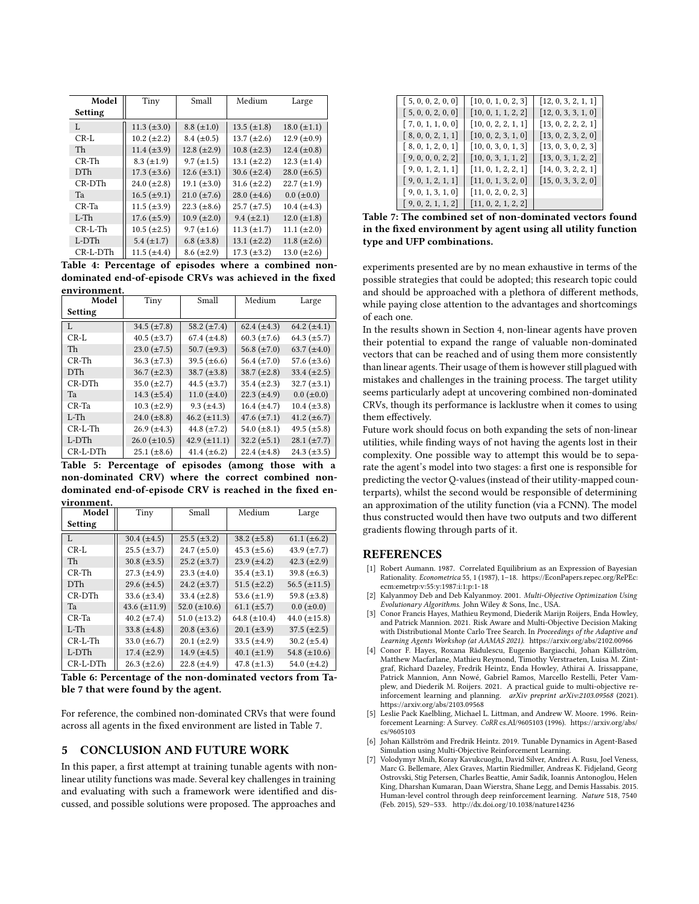| Model Setting | Tiny | Small | Medium | Large |
|---|---|---|---|---|
| L | 11.3 (±3.0) | 8.8 (±1.0) | 13.5 (±1.8) | 18.0 (±1.1) |
| CR-L | 10.2 (±2.2) | 8.4 (±0.5) | 13.7 (±2.6) | 12.9 (±0.9) |
| Th | 11.4 (±3.9) | 12.8 (±2.9) | 10.8 (±2.3) | 12.4 (±0.8) |
| CR-Th | 8.3 (±1.9) | 9.7 (±1.5) | 13.1 (±2.2) | 12.3 (±1.4) |
| DTh | 17.3 (±3.6) | 12.6 (±3.1) | 30.6 (±2.4) | 28.0 (±6.5) |
| CR-DTh | 24.0 (±2.8) | 19.1 (±3.0) | 31.6 (±2.2) | 22.7 (±1.9) |
| Ta | 16.5 (±9.1) | 21.0 (±7.6) | 28.0 (±4.6) | 0.0 (±0.0) |
| CR-Ta | 11.5 (±3.9) | 22.3 (±8.6) | 25.7 (±7.5) | 10.4 (±4.3) |
| L-Th | 17.6 (±5.9) | 10.9 (±2.0) | 9.4 (±2.1) | 12.0 (±1.8) |
| CR-L-Th | 10.5 (±2.5) | 9.7 (±1.6) | 11.3 (±1.7) | 11.1 (±2.0) |
| L-DTh | 5.4 (±1.7) | 6.8 (±3.8) | 13.1 (±2.2) | 11.8 (±2.6) |
| CR-L-DTh | 11.5 (±4.4) | 8.6 (±2.9) | 17.3 (±3.2) | 13.0 (±2.6) |

**Table 4: Percentage of episodes where a combined non-dominated end-of-episode CRVs was achieved in the fixed environment.**

| Model Setting | Tiny | Small | Medium | Large |
|---|---|---|---|---|
| L | 34.5 (±7.8) | 58.2 (±7.4) | 62.4 (±4.3) | 64.2 (±4.1) |
| CR-L | 40.5 (±3.7) | 67.4 (±4.8) | 60.3 (±7.6) | 64.3 (±5.7) |
| Th | 23.0 (±7.5) | 50.7 (±9.3) | 56.8 (±7.0) | 63.7 (±4.0) |
| CR-Th | 36.3 (±7.3) | 39.5 (±6.6) | 56.4 (±7.0) | 57.6 (±3.6) |
| DTh | 36.7 (±2.3) | 38.7 (±3.8) | 38.7 (±2.8) | 33.4 (±2.5) |
| CR-DTh | 35.0 (±2.7) | 44.5 (±3.7) | 35.4 (±2.3) | 32.7 (±3.1) |
| Ta | 14.3 (±5.4) | 11.0 (±4.0) | 22.3 (±4.9) | 0.0 (±0.0) |
| CR-Ta | 10.3 (±2.9) | 9.3 (±4.3) | 16.4 (±4.7) | 10.4 (±3.8) |
| L-Th | 24.0 (±8.8) | 46.2 (±11.3) | 47.6 (±7.1) | 41.2 (±6.7) |
| CR-L-Th | 26.9 (±4.3) | 44.8 (±7.2) | 54.0 (±8.1) | 49.5 (±5.8) |
| L-DTh | 26.0 (±10.5) | 42.9 (±11.1) | 32.2 (±5.1) | 28.1 (±7.7) |
| CR-L-DTh | 25.1 (±8.6) | 41.4 (±6.2) | 22.4 (±4.8) | 24.3 (±3.5) |

**Table 5: Percentage of episodes (among those with a non-dominated CRV) where the correct combined non-dominated end-of-episode CRV is reached in the fixed environment.**

| Model Setting | Tiny | Small | Medium | Large |
|---|---|---|---|---|
| L | 30.4 (±4.5) | 25.5 (±3.2) | 38.2 (±5.8) | 61.1 (±6.2) |
| CR-L | 25.5 (±3.7) | 24.7 (±5.0) | 45.3 (±5.6) | 43.9 (±7.7) |
| Th | 30.8 (±3.5) | 25.2 (±3.7) | 23.9 (±4.2) | 42.3 (±2.9) |
| CR-Th | 27.3 (±4.9) | 23.3 (±4.0) | 35.4 (±3.1) | 39.8 (±6.3) |
| DTh | 29.6 (±4.5) | 24.2 (±3.7) | 51.5 (±2.2) | 56.5 (±11.5) |
| CR-DTh | 33.6 (±3.4) | 33.4 (±2.8) | 53.6 (±1.9) | 59.8 (±3.8) |
| Ta | 43.6 (±11.9) | 52.0 (±10.6) | 61.1 (±5.7) | 0.0 (±0.0) |
| CR-Ta | 40.2 (±7.4) | 51.0 (±13.2) | 64.8 (±10.4) | 44.0 (±15.8) |
| L-Th | 33.8 (±4.8) | 20.8 (±3.6) | 20.1 (±3.9) | 37.5 (±2.5) |
| CR-L-Th | 33.0 (±6.7) | 20.1 (±2.9) | 33.5 (±4.9) | 30.2 (±5.4) |
| L-DTh | 17.4 (±2.9) | 14.9 (±4.5) | 40.1 (±1.9) | 54.8 (±10.6) |
| CR-L-DTh | 26.3 (±2.6) | 22.8 (±4.9) | 47.8 (±1.3) | 54.0 (±4.2) |

**Table 6: Percentage of the non-dominated vectors from Table 7 that were found by the agent.**

For reference, the combined non-dominated CRVs that were found across all agents in the fixed environment are listed in Table 7.

## 5 CONCLUSION AND FUTURE WORK

In this paper, a first attempt at training tunable agents with non-linear utility functions was made. Several key challenges in training and evaluating with such a framework were identified and discussed, and possible solutions were proposed. The approaches and experiments presented are by no mean exhaustive in terms of the possible strategies that could be adopted; this research topic could and should be approached with a plethora of different methods, while paying close attention to the advantages and shortcomings of each one.

In the results shown in Section 4, non-linear agents have proven their potential to expand the range of valuable non-dominated vectors that can be reached and of using them more consistently than linear agents. Their usage of them is however still plagued with mistakes and challenges in the training process. The target utility seems particularly adept at uncovering combined non-dominated CRVs, though its performance is lacklustre when it comes to using them effectively.

Future work should focus on both expanding the sets of non-linear utilities, while finding ways of not having the agents lost in their complexity. One possible way to attempt this would be to separate the agent's model into two stages: a first one is responsible for predicting the vector Q-values (instead of their utility-mapped counterparts), whilst the second would be responsible of determining an approximation of the utility function (via a FCNN). The model thus constructed would then have two outputs and two different gradients flowing through parts of it.

| | | |
|---|---|---|
| [ 5, 0, 0, 2, 0, 0] | [10, 0, 1, 0, 2, 3] | [12, 0, 3, 2, 1, 1] |
| [ 5, 0, 0, 2, 0, 0] | [10, 0, 1, 1, 2, 2] | [12, 0, 3, 3, 1, 0] |
| [ 7, 0, 1, 1, 0, 0] | [10, 0, 2, 2, 1, 1] | [13, 0, 2, 2, 2, 1] |
| [ 8, 0, 0, 2, 1, 1] | [10, 0, 2, 3, 1, 0] | [13, 0, 2, 3, 2, 0] |
| [ 8, 0, 1, 2, 0, 1] | [10, 0, 3, 0, 1, 3] | [13, 0, 3, 0, 2, 3] |
| [ 9, 0, 0, 0, 2, 2] | [10, 0, 3, 1, 1, 2] | [13, 0, 3, 1, 2, 2] |
| [ 9, 0, 1, 2, 1, 1] | [11, 0, 1, 2, 2, 1] | [14, 0, 3, 2, 2, 1] |
| [ 9, 0, 1, 2, 1, 1] | [11, 0, 1, 3, 2, 0] | [15, 0, 3, 3, 2, 0] |
| [ 9, 0, 1, 3, 1, 0] | [11, 0, 2, 0, 2, 3] | |
| [ 9, 0, 2, 1, 1, 2] | [11, 0, 2, 1, 2, 2] | |

**Table 7: The combined set of non-dominated vectors found in the fixed environment by agent using all utility function type and UFP combinations.**

## REFERENCES

[1] Robert Aumann. 1987. Correlated Equilibrium as an Expression of Bayesian Rationality. *Econometrica* 55, 1 (1987), 1–18. https://EconPapers.repec.org/RePEc:ecm:emetrp:v:55:y:1987:i:1:p:1-18

[2] Kalyanmoy Deb and Deb Kalyanmoy. 2001. *Multi-Objective Optimization Using Evolutionary Algorithms.* John Wiley & Sons, Inc., USA.

[3] Conor Francis Hayes, Mathieu Reymond, Diederik Marijn Roijers, Enda Howley, and Patrick Mannion. 2021. Risk Aware and Multi-Objective Decision Making with Distributional Monte Carlo Tree Search. In *Proceedings of the Adaptive and Learning Agents Workshop (at AAMAS 2021).* https://arxiv.org/abs/2102.00966

[4] Conor F. Hayes, Roxana Rădulescu, Eugenio Bargiacchi, Johan Källström, Matthew Macfarlane, Mathieu Reymond, Timothy Verstraeten, Luisa M. Zintgraf, Richard Dazeley, Fredrik Heintz, Enda Howley, Athirai A. Irissappane, Patrick Mannion, Ann Nowé, Gabriel Ramos, Marcello Restelli, Peter Vamplew, and Diederik M. Roijers. 2021. A practical guide to multi-objective reinforcement learning and planning. *arXiv preprint arXiv:2103.09568* (2021). https://arxiv.org/abs/2103.09568

[5] Leslie Pack Kaelbling, Michael L. Littman, and Andrew W. Moore. 1996. Reinforcement Learning: A Survey. *CoRR* cs.AI/9605103 (1996). https://arxiv.org/abs/cs/9605103

[6] Johan Källström and Fredrik Heintz. 2019. Tunable Dynamics in Agent-Based Simulation using Multi-Objective Reinforcement Learning.

[7] Volodymyr Mnih, Koray Kavukcuoglu, David Silver, Andrei A. Rusu, Joel Veness, Marc G. Bellemare, Alex Graves, Martin Riedmiller, Andreas K. Fidjeland, Georg Ostrovski, Stig Petersen, Charles Beattie, Amir Sadik, Ioannis Antonoglou, Helen King, Dharshan Kumaran, Daan Wierstra, Shane Legg, and Demis Hassabis. 2015. Human-level control through deep reinforcement learning. *Nature* 518, 7540 (Feb. 2015), 529–533. http://dx.doi.org/10.1038/nature14236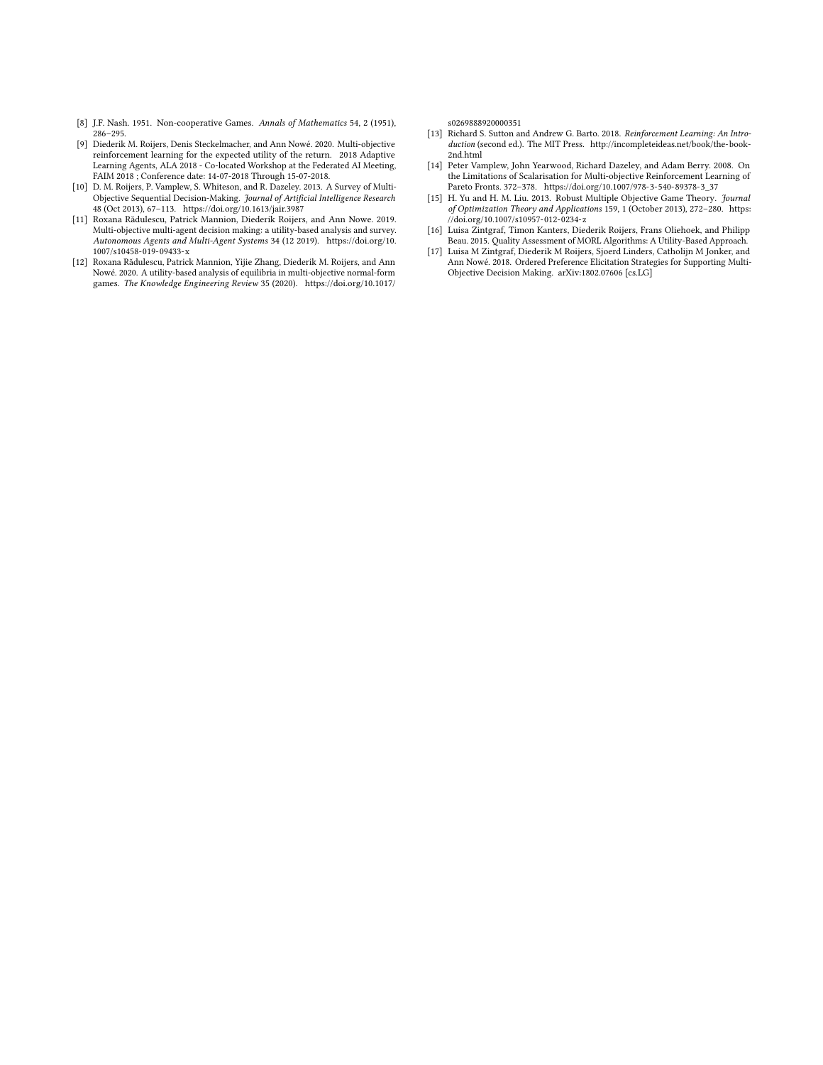[8] J.F. Nash. 1951. Non-cooperative Games. *Annals of Mathematics* 54, 2 (1951), 286–295.

[9] Diederik M. Roijers, Denis Steckelmacher, and Ann Nowé. 2020. Multi-objective reinforcement learning for the expected utility of the return. 2018 Adaptive Learning Agents, ALA 2018 - Co-located Workshop at the Federated AI Meeting, FAIM 2018 ; Conference date: 14-07-2018 Through 15-07-2018.

[10] D. M. Roijers, P. Vamplew, S. Whiteson, and R. Dazeley. 2013. A Survey of Multi-Objective Sequential Decision-Making. *Journal of Artificial Intelligence Research* 48 (Oct 2013), 67–113. https://doi.org/10.1613/jair.3987

[11] Roxana Rădulescu, Patrick Mannion, Diederik Roijers, and Ann Nowe. 2019. Multi-objective multi-agent decision making: a utility-based analysis and survey. *Autonomous Agents and Multi-Agent Systems* 34 (12 2019). https://doi.org/10.1007/s10458-019-09433-x

[12] Roxana Rădulescu, Patrick Mannion, Yijie Zhang, Diederik M. Roijers, and Ann Nowé. 2020. A utility-based analysis of equilibria in multi-objective normal-form games. *The Knowledge Engineering Review* 35 (2020). https://doi.org/10.1017/s0269888920000351

[13] Richard S. Sutton and Andrew G. Barto. 2018. *Reinforcement Learning: An Introduction* (second ed.). The MIT Press. http://incompleteideas.net/book/the-book-2nd.html

[14] Peter Vamplew, John Yearwood, Richard Dazeley, and Adam Berry. 2008. On the Limitations of Scalarisation for Multi-objective Reinforcement Learning of Pareto Fronts. 372–378. https://doi.org/10.1007/978-3-540-89378-3_37

[15] H. Yu and H. M. Liu. 2013. Robust Multiple Objective Game Theory. *Journal of Optimization Theory and Applications* 159, 1 (October 2013), 272–280. https://doi.org/10.1007/s10957-012-0234-z

[16] Luisa Zintgraf, Timon Kanters, Diederik Roijers, Frans Oliehoek, and Philipp Beau. 2015. Quality Assessment of MORL Algorithms: A Utility-Based Approach.

[17] Luisa M Zintgraf, Diederik M Roijers, Sjoerd Linders, Catholijn M Jonker, and Ann Nowé. 2018. Ordered Preference Elicitation Strategies for Supporting Multi-Objective Decision Making. arXiv:1802.07606 [cs.LG]